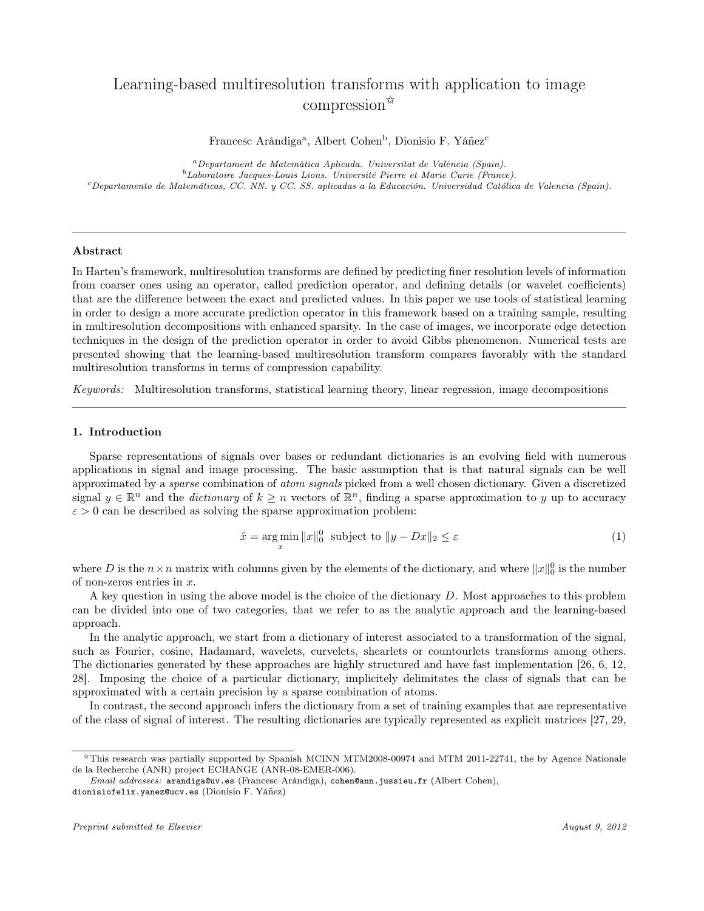# Learning-based multiresolution transforms with application to image compression[☆]

Francesc Aràndiga[a], Albert Cohen[b], Dionisio F. Yáñez[c]

[a]*Departament de Matemàtica Aplicada. Universitat de València (Spain).*
[b]*Laboratoire Jacques-Louis Lions. Université Pierre et Marie Curie (France).*
[c]*Departamento de Matemáticas, CC. NN. y CC. SS. aplicadas a la Educación. Universidad Católica de Valencia (Spain).*

---

### Abstract

In Harten's framework, multiresolution transforms are defined by predicting finer resolution levels of information from coarser ones using an operator, called prediction operator, and defining details (or wavelet coefficients) that are the difference between the exact and predicted values. In this paper we use tools of statistical learning in order to design a more accurate prediction operator in this framework based on a training sample, resulting in multiresolution decompositions with enhanced sparsity. In the case of images, we incorporate edge detection techniques in the design of the prediction operator in order to avoid Gibbs phenomenon. Numerical tests are presented showing that the learning-based multiresolution transform compares favorably with the standard multiresolution transforms in terms of compression capability.

*Keywords:* Multiresolution transforms, statistical learning theory, linear regression, image decompositions

---

## 1. Introduction

Sparse representations of signals over bases or redundant dictionaries is an evolving field with numerous applications in signal and image processing. The basic assumption that is that natural signals can be well approximated by a *sparse* combination of *atom signals* picked from a well chosen dictionary. Given a discretized signal $y \in \mathbb{R}^n$ and the *dictionary* of $k \geq n$ vectors of $\mathbb{R}^n$, finding a sparse approximation to $y$ up to accuracy $\varepsilon > 0$ can be described as solving the sparse approximation problem:

$$\hat{x} = \arg\min_{x} \|x\|_0^0 \text{ subject to } \|y - Dx\|_2 \leq \varepsilon \tag{1}$$

where $D$ is the $n \times n$ matrix with columns given by the elements of the dictionary, and where $\|x\|_0^0$ is the number of non-zeros entries in $x$.

A key question in using the above model is the choice of the dictionary $D$. Most approaches to this problem can be divided into one of two categories, that we refer to as the analytic approach and the learning-based approach.

In the analytic approach, we start from a dictionary of interest associated to a transformation of the signal, such as Fourier, cosine, Hadamard, wavelets, curvelets, shearlets or countourlets transforms among others. The dictionaries generated by these approaches are highly structured and have fast implementation [26, 6, 12, 28]. Imposing the choice of a particular dictionary, implicitely delimitates the class of signals that can be approximated with a certain precision by a sparse combination of atoms.

In contrast, the second approach infers the dictionary from a set of training examples that are representative of the class of signal of interest. The resulting dictionaries are typically represented as explicit matrices [27, 29,

---

[☆]This research was partially supported by Spanish MCINN MTM2008-00974 and MTM 2011-22741, the by Agence Nationale de la Recherche (ANR) project ECHANGE (ANR-08-EMER-006).

*Email addresses:* arandiga@uv.es (Francesc Aràndiga), cohen@ann.jussieu.fr (Albert Cohen), dionisiofelix.yanez@ucv.es (Dionisio F. Yáñez)

*Preprint submitted to Elsevier* *August 9, 2012*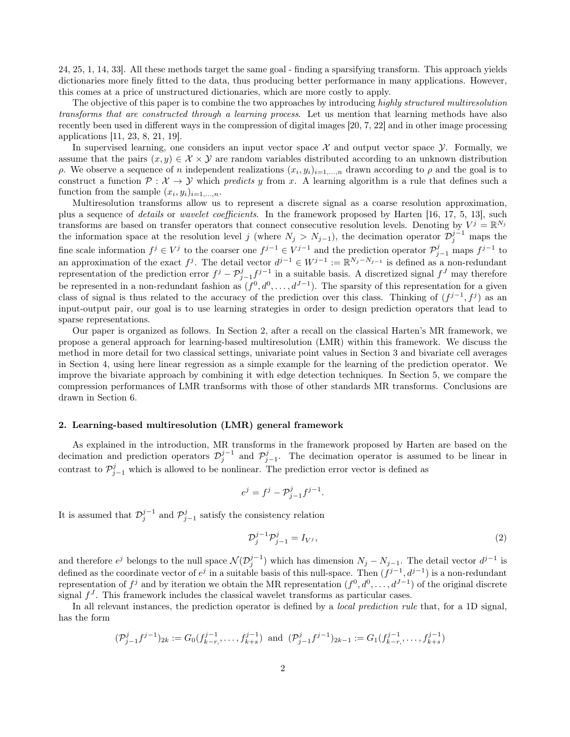24, 25, 1, 14, 33]. All these methods target the same goal - finding a sparsifying transform. This approach yields dictionaries more finely fitted to the data, thus producing better performance in many applications. However, this comes at a price of unstructured dictionaries, which are more costly to apply.

The objective of this paper is to combine the two approaches by introducing *highly structured multiresolution transforms that are constructed through a learning process*. Let us mention that learning methods have also recently been used in different ways in the compression of digital images [20, 7, 22] and in other image processing applications [11, 23, 8, 21, 19].

In supervised learning, one considers an input vector space $\mathcal{X}$ and output vector space $\mathcal{Y}$. Formally, we assume that the pairs $(x, y) \in \mathcal{X} \times \mathcal{Y}$ are random variables distributed according to an unknown distribution $\rho$. We observe a sequence of $n$ independent realizations $(x_i, y_i)_{i=1,\dots,n}$ drawn according to $\rho$ and the goal is to construct a function $\mathcal{P} : \mathcal{X} \to \mathcal{Y}$ which *predicts* $y$ from $x$. A learning algorithm is a rule that defines such a function from the sample $(x_i, y_i)_{i=1,\dots,n}$.

Multiresolution transforms allow us to represent a discrete signal as a coarse resolution approximation, plus a sequence of *details* or *wavelet coefficients*. In the framework proposed by Harten [16, 17, 5, 13], such transforms are based on transfer operators that connect consecutive resolution levels. Denoting by $V^j = \mathbb{R}^{N_j}$ the information space at the resolution level $j$ (where $N_j > N_{j-1}$), the decimation operator $\mathcal{D}_j^{j-1}$ maps the fine scale information $f^j \in V^j$ to the coarser one $f^{j-1} \in V^{j-1}$ and the prediction operator $\mathcal{P}_{j-1}^j$ maps $f^{j-1}$ to an approximation of the exact $f^j$. The detail vector $d^{j-1} \in W^{j-1} := \mathbb{R}^{N_j - N_{j-1}}$ is defined as a non-redundant representation of the prediction error $f^j - \mathcal{P}_{j-1}^j f^{j-1}$ in a suitable basis. A discretized signal $f^J$ may therefore be represented in a non-redundant fashion as $(f^0, d^0, \dots, d^{J-1})$. The sparsity of this representation for a given class of signal is thus related to the accuracy of the prediction over this class. Thinking of $(f^{j-1}, f^j)$ as an input-output pair, our goal is to use learning strategies in order to design prediction operators that lead to sparse representations.

Our paper is organized as follows. In Section 2, after a recall on the classical Harten's MR framework, we propose a general approach for learning-based multiresolution (LMR) within this framework. We discuss the method in more detail for two classical settings, univariate point values in Section 3 and bivariate cell averages in Section 4, using here linear regression as a simple example for the learning of the prediction operator. We improve the bivariate approach by combining it with edge detection techniques. In Section 5, we compare the compression performances of LMR tranfsorms with those of other standards MR transforms. Conclusions are drawn in Section 6.

## 2. Learning-based multiresolution (LMR) general framework

As explained in the introduction, MR transforms in the framework proposed by Harten are based on the decimation and prediction operators $\mathcal{D}_j^{j-1}$ and $\mathcal{P}_{j-1}^j$. The decimation operator is assumed to be linear in contrast to $\mathcal{P}_{j-1}^j$ which is allowed to be nonlinear. The prediction error vector is defined as

$$e^j = f^j - \mathcal{P}_{j-1}^j f^{j-1}.$$

It is assumed that $\mathcal{D}_j^{j-1}$ and $\mathcal{P}_{j-1}^j$ satisfy the consistency relation

$$\mathcal{D}_j^{j-1} \mathcal{P}_{j-1}^j = I_{V^j}, \tag{2}$$

and therefore $e^j$ belongs to the null space $\mathcal{N}(\mathcal{D}_j^{j-1})$ which has dimension $N_j - N_{j-1}$. The detail vector $d^{j-1}$ is defined as the coordinate vector of $e^j$ in a suitable basis of this null-space. Then $(f^{j-1}, d^{j-1})$ is a non-redundant representation of $f^j$ and by iteration we obtain the MR representation $(f^0, d^0, \dots, d^{J-1})$ of the original discrete signal $f^J$. This framework includes the classical wavelet transforms as particular cases.

In all relevant instances, the prediction operator is defined by a *local prediction rule* that, for a 1D signal, has the form

$$(\mathcal{P}_{j-1}^j f^{j-1})_{2k} := G_0(f_{k-r}^{j-1}, \dots, f_{k+s}^{j-1}) \text{ and } (\mathcal{P}_{j-1}^j f^{j-1})_{2k-1} := G_1(f_{k-r}^{j-1}, \dots, f_{k+s}^{j-1})$$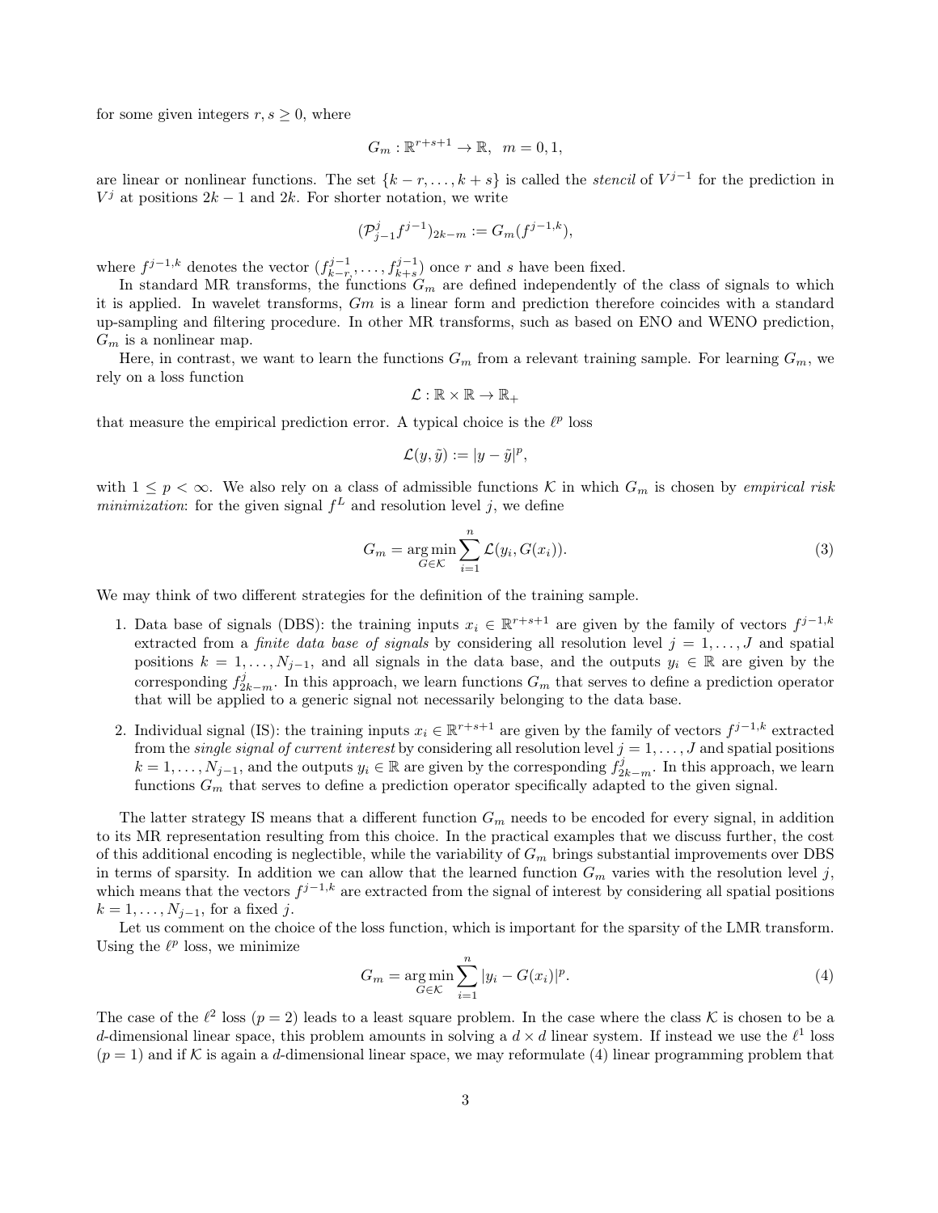for some given integers $r, s \geq 0$, where

$$G_m : \mathbb{R}^{r+s+1} \to \mathbb{R}, \quad m = 0, 1,$$

are linear or nonlinear functions. The set $\{k-r, \ldots, k+s\}$ is called the *stencil* of $V^{j-1}$ for the prediction in $V^j$ at positions $2k-1$ and $2k$. For shorter notation, we write

$$(\mathcal{P}_{j-1}^j f^{j-1})_{2k-m} := G_m(f^{j-1,k}),$$

where $f^{j-1,k}$ denotes the vector $(f_{k-r}^{j-1}, \ldots, f_{k+s}^{j-1})$ once $r$ and $s$ have been fixed.

In standard MR transforms, the functions $G_m$ are defined independently of the class of signals to which it is applied. In wavelet transforms, $Gm$ is a linear form and prediction therefore coincides with a standard up-sampling and filtering procedure. In other MR transforms, such as based on ENO and WENO prediction, $G_m$ is a nonlinear map.

Here, in contrast, we want to learn the functions $G_m$ from a relevant training sample. For learning $G_m$, we rely on a loss function

$$\mathcal{L} : \mathbb{R} \times \mathbb{R} \to \mathbb{R}_+$$

that measure the empirical prediction error. A typical choice is the $\ell^p$ loss

$$\mathcal{L}(y, \tilde{y}) := |y - \tilde{y}|^p,$$

with $1 \leq p < \infty$. We also rely on a class of admissible functions $\mathcal{K}$ in which $G_m$ is chosen by *empirical risk minimization*: for the given signal $f^L$ and resolution level $j$, we define

$$G_m = \underset{G \in \mathcal{K}}{\arg\min} \sum_{i=1}^{n} \mathcal{L}(y_i, G(x_i)). \tag{3}$$

We may think of two different strategies for the definition of the training sample.

1. Data base of signals (DBS): the training inputs $x_i \in \mathbb{R}^{r+s+1}$ are given by the family of vectors $f^{j-1,k}$ extracted from a *finite data base of signals* by considering all resolution level $j = 1, \ldots, J$ and spatial positions $k = 1, \ldots, N_{j-1}$, and all signals in the data base, and the outputs $y_i \in \mathbb{R}$ are given by the corresponding $f_{2k-m}^j$. In this approach, we learn functions $G_m$ that serves to define a prediction operator that will be applied to a generic signal not necessarily belonging to the data base.

2. Individual signal (IS): the training inputs $x_i \in \mathbb{R}^{r+s+1}$ are given by the family of vectors $f^{j-1,k}$ extracted from the *single signal of current interest* by considering all resolution level $j = 1, \ldots, J$ and spatial positions $k = 1, \ldots, N_{j-1}$, and the outputs $y_i \in \mathbb{R}$ are given by the corresponding $f_{2k-m}^j$. In this approach, we learn functions $G_m$ that serves to define a prediction operator specifically adapted to the given signal.

The latter strategy IS means that a different function $G_m$ needs to be encoded for every signal, in addition to its MR representation resulting from this choice. In the practical examples that we discuss further, the cost of this additional encoding is neglectible, while the variability of $G_m$ brings substantial improvements over DBS in terms of sparsity. In addition we can allow that the learned function $G_m$ varies with the resolution level $j$, which means that the vectors $f^{j-1,k}$ are extracted from the signal of interest by considering all spatial positions $k = 1, \ldots, N_{j-1}$, for a fixed $j$.

Let us comment on the choice of the loss function, which is important for the sparsity of the LMR transform. Using the $\ell^p$ loss, we minimize

$$G_m = \underset{G \in \mathcal{K}}{\arg\min} \sum_{i=1}^{n} |y_i - G(x_i)|^p. \tag{4}$$

The case of the $\ell^2$ loss ($p = 2$) leads to a least square problem. In the case where the class $\mathcal{K}$ is chosen to be a $d$-dimensional linear space, this problem amounts in solving a $d \times d$ linear system. If instead we use the $\ell^1$ loss ($p = 1$) and if $\mathcal{K}$ is again a $d$-dimensional linear space, we may reformulate (4) linear programming problem that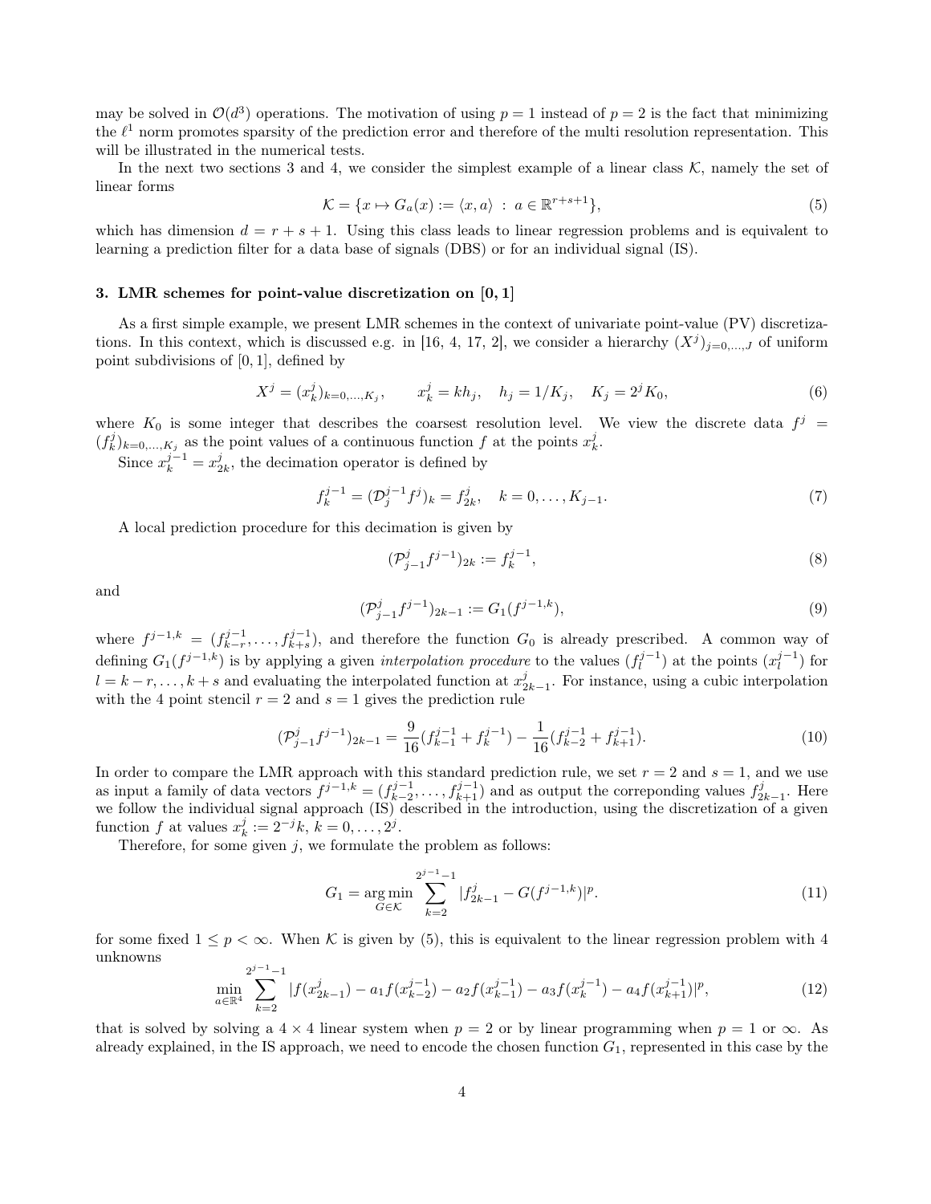may be solved in $\mathcal{O}(d^3)$ operations. The motivation of using $p = 1$ instead of $p = 2$ is the fact that minimizing the $\ell^1$ norm promotes sparsity of the prediction error and therefore of the multi resolution representation. This will be illustrated in the numerical tests.

In the next two sections 3 and 4, we consider the simplest example of a linear class $\mathcal{K}$, namely the set of linear forms

$$\mathcal{K} = \{x \mapsto G_a(x) := \langle x, a\rangle \; : \; a \in \mathbb{R}^{r+s+1}\}, \tag{5}$$

which has dimension $d = r + s + 1$. Using this class leads to linear regression problems and is equivalent to learning a prediction filter for a data base of signals (DBS) or for an individual signal (IS).

### 3. LMR schemes for point-value discretization on $[0, 1]$

As a first simple example, we present LMR schemes in the context of univariate point-value (PV) discretizations. In this context, which is discussed e.g. in [16, 4, 17, 2], we consider a hierarchy $(X^j)_{j=0,\dots,J}$ of uniform point subdivisions of $[0, 1]$, defined by

$$X^j = (x^j_k)_{k=0,\dots,K_j}, \qquad x^j_k = kh_j, \quad h_j = 1/K_j, \quad K_j = 2^j K_0, \tag{6}$$

where $K_0$ is some integer that describes the coarsest resolution level. We view the discrete data $f^j = (f^j_k)_{k=0,\dots,K_j}$ as the point values of a continuous function $f$ at the points $x^j_k$.

Since $x^{j-1}_k = x^j_{2k}$, the decimation operator is defined by

$$f^{j-1}_k = (\mathcal{D}^{j-1}_j f^j)_k = f^j_{2k}, \quad k = 0, \dots, K_{j-1}. \tag{7}$$

A local prediction procedure for this decimation is given by

$$(\mathcal{P}^j_{j-1} f^{j-1})_{2k} := f^{j-1}_k, \tag{8}$$

and

$$(\mathcal{P}^j_{j-1} f^{j-1})_{2k-1} := G_1(f^{j-1,k}), \tag{9}$$

where $f^{j-1,k} = (f^{j-1}_{k-r}, \dots, f^{j-1}_{k+s})$, and therefore the function $G_0$ is already prescribed. A common way of defining $G_1(f^{j-1,k})$ is by applying a given *interpolation procedure* to the values $(f^{j-1}_l)$ at the points $(x^{j-1}_l)$ for $l = k - r, \dots, k + s$ and evaluating the interpolated function at $x^j_{2k-1}$. For instance, using a cubic interpolation with the 4 point stencil $r = 2$ and $s = 1$ gives the prediction rule

$$(\mathcal{P}^j_{j-1} f^{j-1})_{2k-1} = \frac{9}{16}(f^{j-1}_{k-1} + f^{j-1}_k) - \frac{1}{16}(f^{j-1}_{k-2} + f^{j-1}_{k+1}). \tag{10}$$

In order to compare the LMR approach with this standard prediction rule, we set $r = 2$ and $s = 1$, and we use as input a family of data vectors $f^{j-1,k} = (f^{j-1}_{k-2}, \dots, f^{j-1}_{k+1})$ and as output the correponding values $f^j_{2k-1}$. Here we follow the individual signal approach (IS) described in the introduction, using the discretization of a given function $f$ at values $x^j_k := 2^{-j}k$, $k = 0, \dots, 2^j$.

Therefore, for some given $j$, we formulate the problem as follows:

$$G_1 = \operatorname*{arg\,min}_{G \in \mathcal{K}} \sum_{k=2}^{2^{j-1}-1} |f^j_{2k-1} - G(f^{j-1,k})|^p. \tag{11}$$

for some fixed $1 \leq p < \infty$. When $\mathcal{K}$ is given by (5), this is equivalent to the linear regression problem with 4 unknowns

$$\min_{a \in \mathbb{R}^4} \sum_{k=2}^{2^{j-1}-1} |f(x^j_{2k-1}) - a_1 f(x^{j-1}_{k-2}) - a_2 f(x^{j-1}_{k-1}) - a_3 f(x^{j-1}_k) - a_4 f(x^{j-1}_{k+1})|^p, \tag{12}$$

that is solved by solving a $4 \times 4$ linear system when $p = 2$ or by linear programming when $p = 1$ or $\infty$. As already explained, in the IS approach, we need to encode the chosen function $G_1$, represented in this case by the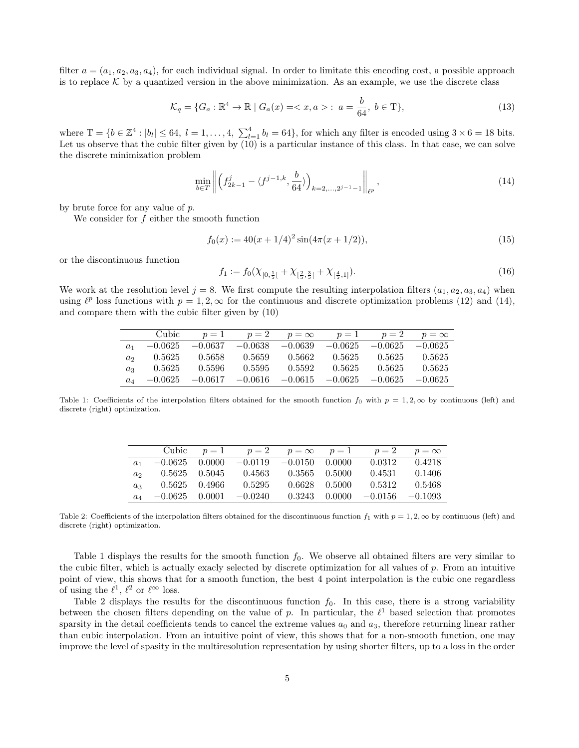filter $a = (a_1, a_2, a_3, a_4)$, for each individual signal. In order to limitate this encoding cost, a possible approach is to replace $\mathcal{K}$ by a quantized version in the above minimization. As an example, we use the discrete class

$$\mathcal{K}_q = \{G_a : \mathbb{R}^4 \to \mathbb{R} \mid G_a(x) = < x, a > : \ a = \frac{b}{64}, \ b \in \mathrm{T}\}, \tag{13}$$

where $\mathrm{T} = \{b \in \mathbb{Z}^4 : |b_l| \leq 64, \ l = 1, \ldots, 4, \ \sum_{l=1}^{4} b_l = 64\}$, for which any filter is encoded using $3 \times 6 = 18$ bits. Let us observe that the cubic filter given by (10) is a particular instance of this class. In that case, we can solve the discrete minimization problem

$$\min_{b \in T} \left\| \left( f^j_{2k-1} - \langle f^{j-1,k}, \frac{b}{64} \rangle \right)_{k=2,\ldots,2^{j-1}-1} \right\|_{\ell^p}, \tag{14}$$

by brute force for any value of $p$.

We consider for $f$ either the smooth function

$$f_0(x) := 40(x + 1/4)^2 \sin(4\pi(x + 1/2)), \tag{15}$$

or the discontinuous function

$$f_1 := f_0(\chi_{[0,\frac{1}{5}[} + \chi_{[\frac{2}{5},\frac{3}{5}[} + \chi_{[\frac{4}{5},1]}). \tag{16}$$

We work at the resolution level $j = 8$. We first compute the resulting interpolation filters $(a_1, a_2, a_3, a_4)$ when using $\ell^p$ loss functions with $p = 1, 2, \infty$ for the continuous and discrete optimization problems (12) and (14), and compare them with the cubic filter given by (10)

| | Cubic | $p = 1$ | $p = 2$ | $p = \infty$ | $p = 1$ | $p = 2$ | $p = \infty$ |
|---|---|---|---|---|---|---|---|
| $a_1$ | $-0.0625$ | $-0.0637$ | $-0.0638$ | $-0.0639$ | $-0.0625$ | $-0.0625$ | $-0.0625$ |
| $a_2$ | $0.5625$ | $0.5658$ | $0.5659$ | $0.5662$ | $0.5625$ | $0.5625$ | $0.5625$ |
| $a_3$ | $0.5625$ | $0.5596$ | $0.5595$ | $0.5592$ | $0.5625$ | $0.5625$ | $0.5625$ |
| $a_4$ | $-0.0625$ | $-0.0617$ | $-0.0616$ | $-0.0615$ | $-0.0625$ | $-0.0625$ | $-0.0625$ |

Table 1: Coefficients of the interpolation filters obtained for the smooth function $f_0$ with $p = 1, 2, \infty$ by continuous (left) and discrete (right) optimization.

| | Cubic | $p = 1$ | $p = 2$ | $p = \infty$ | $p = 1$ | $p = 2$ | $p = \infty$ |
|---|---|---|---|---|---|---|---|
| $a_1$ | $-0.0625$ | $0.0000$ | $-0.0119$ | $-0.0150$ | $0.0000$ | $0.0312$ | $0.4218$ |
| $a_2$ | $0.5625$ | $0.5045$ | $0.4563$ | $0.3565$ | $0.5000$ | $0.4531$ | $0.1406$ |
| $a_3$ | $0.5625$ | $0.4966$ | $0.5295$ | $0.6628$ | $0.5000$ | $0.5312$ | $0.5468$ |
| $a_4$ | $-0.0625$ | $0.0001$ | $-0.0240$ | $0.3243$ | $0.0000$ | $-0.0156$ | $-0.1093$ |

Table 2: Coefficients of the interpolation filters obtained for the discontinuous function $f_1$ with $p = 1, 2, \infty$ by continuous (left) and discrete (right) optimization.

Table 1 displays the results for the smooth function $f_0$. We observe all obtained filters are very similar to the cubic filter, which is actually exacly selected by discrete optimization for all values of $p$. From an intuitive point of view, this shows that for a smooth function, the best 4 point interpolation is the cubic one regardless of using the $\ell^1$, $\ell^2$ or $\ell^\infty$ loss.

Table 2 displays the results for the discontinuous function $f_0$. In this case, there is a strong variability between the chosen filters depending on the value of $p$. In particular, the $\ell^1$ based selection that promotes sparsity in the detail coefficients tends to cancel the extreme values $a_0$ and $a_3$, therefore returning linear rather than cubic interpolation. From an intuitive point of view, this shows that for a non-smooth function, one may improve the level of spasity in the multiresolution representation by using shorter filters, up to a loss in the order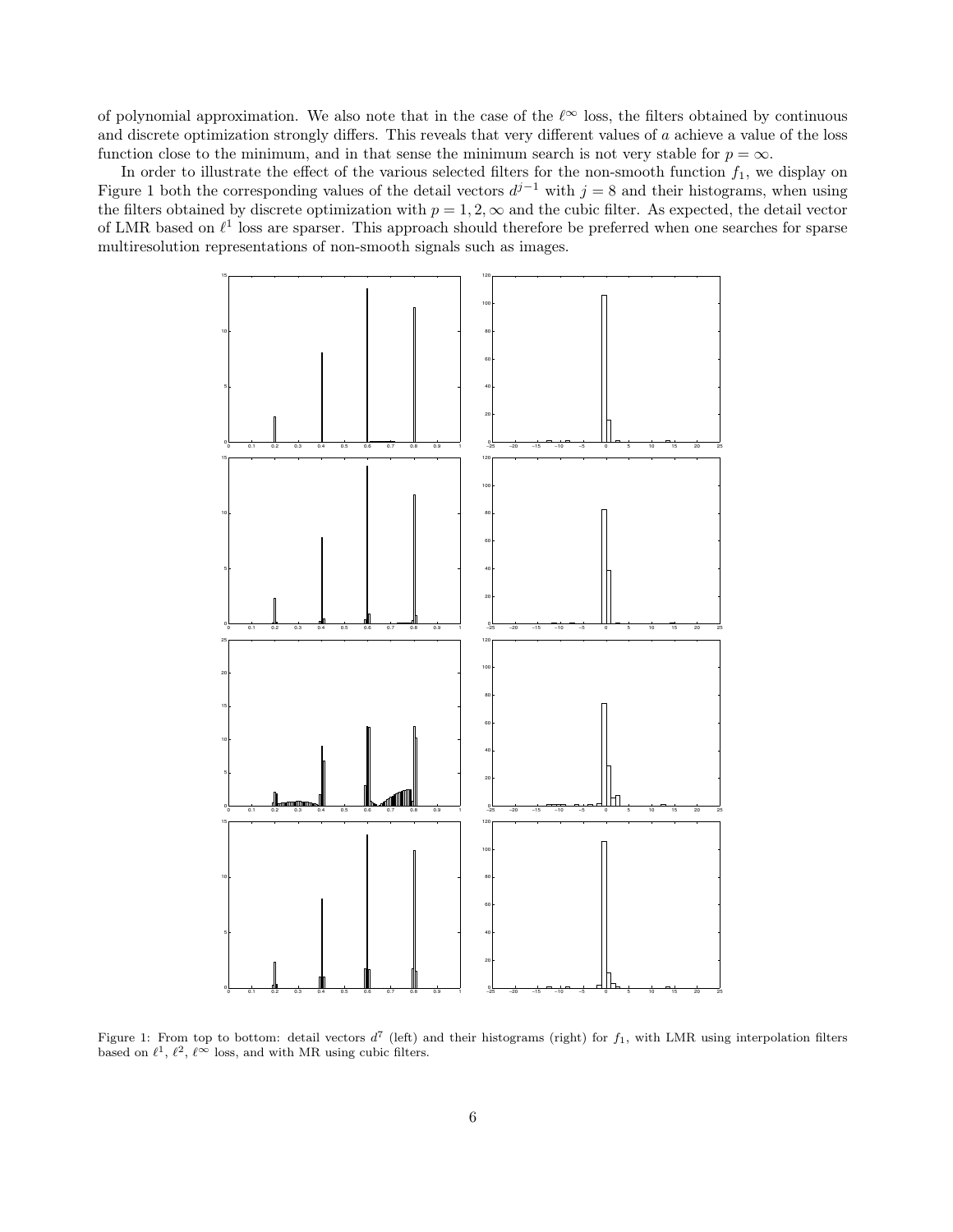of polynomial approximation. We also note that in the case of the $\ell^\infty$ loss, the filters obtained by continuous and discrete optimization strongly differs. This reveals that very different values of $a$ achieve a value of the loss function close to the minimum, and in that sense the minimum search is not very stable for $p = \infty$.

In order to illustrate the effect of the various selected filters for the non-smooth function $f_1$, we display on Figure 1 both the corresponding values of the detail vectors $d^{j-1}$ with $j = 8$ and their histograms, when using the filters obtained by discrete optimization with $p = 1, 2, \infty$ and the cubic filter. As expected, the detail vector of LMR based on $\ell^1$ loss are sparser. This approach should therefore be preferred when one searches for sparse multiresolution representations of non-smooth signals such as images.

Figure 1: From top to bottom: detail vectors $d^7$ (left) and their histograms (right) for $f_1$, with LMR using interpolation filters based on $\ell^1$, $\ell^2$, $\ell^\infty$ loss, and with MR using cubic filters.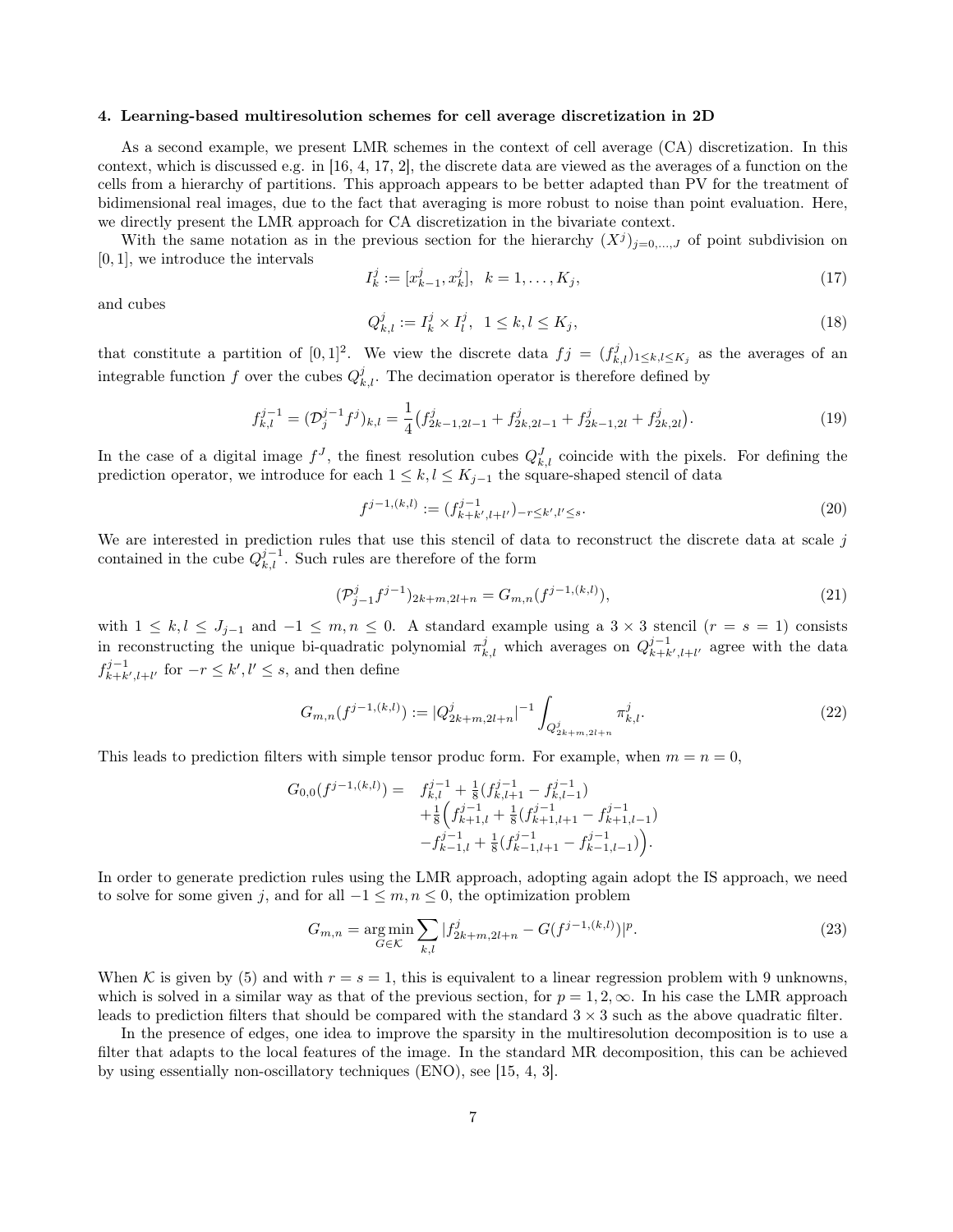### 4. Learning-based multiresolution schemes for cell average discretization in 2D

As a second example, we present LMR schemes in the context of cell average (CA) discretization. In this context, which is discussed e.g. in [16, 4, 17, 2], the discrete data are viewed as the averages of a function on the cells from a hierarchy of partitions. This approach appears to be better adapted than PV for the treatment of bidimensional real images, due to the fact that averaging is more robust to noise than point evaluation. Here, we directly present the LMR approach for CA discretization in the bivariate context.

With the same notation as in the previous section for the hierarchy $(X^j)_{j=0,\dots,J}$ of point subdivision on $[0,1]$, we introduce the intervals

$$I_k^j := [x_{k-1}^j, x_k^j], \quad k = 1, \dots, K_j, \tag{17}$$

and cubes

$$Q_{k,l}^j := I_k^j \times I_l^j, \quad 1 \le k, l \le K_j, \tag{18}$$

that constitute a partition of $[0,1]^2$. We view the discrete data $fj = (f_{k,l}^j)_{1 \le k,l \le K_j}$ as the averages of an integrable function $f$ over the cubes $Q_{k,l}^j$. The decimation operator is therefore defined by

$$f_{k,l}^{j-1} = (\mathcal{D}_j^{j-1} f^j)_{k,l} = \frac{1}{4}\big(f_{2k-1,2l-1}^j + f_{2k,2l-1}^j + f_{2k-1,2l}^j + f_{2k,2l}^j\big). \tag{19}$$

In the case of a digital image $f^J$, the finest resolution cubes $Q_{k,l}^J$ coincide with the pixels. For defining the prediction operator, we introduce for each $1 \le k, l \le K_{j-1}$ the square-shaped stencil of data

$$f^{j-1,(k,l)} := (f_{k+k',l+l'}^{j-1})_{-r \le k',l' \le s}. \tag{20}$$

We are interested in prediction rules that use this stencil of data to reconstruct the discrete data at scale $j$ contained in the cube $Q_{k,l}^{j-1}$. Such rules are therefore of the form

$$(\mathcal{P}_{j-1}^j f^{j-1})_{2k+m,2l+n} = G_{m,n}(f^{j-1,(k,l)}), \tag{21}$$

with $1 \le k, l \le J_{j-1}$ and $-1 \le m, n \le 0$. A standard example using a $3 \times 3$ stencil ($r = s = 1$) consists in reconstructing the unique bi-quadratic polynomial $\pi_{k,l}^j$ which averages on $Q_{k+k',l+l'}^{j-1}$ agree with the data $f_{k+k',l+l'}^{j-1}$ for $-r \le k', l' \le s$, and then define

$$G_{m,n}(f^{j-1,(k,l)}) := |Q_{2k+m,2l+n}^j|^{-1} \int_{Q_{2k+m,2l+n}^j} \pi_{k,l}^j. \tag{22}$$

This leads to prediction filters with simple tensor produc form. For example, when $m = n = 0$,

$$\begin{aligned} G_{0,0}(f^{j-1,(k,l)}) = \quad & f_{k,l}^{j-1} + \tfrac{1}{8}(f_{k,l+1}^{j-1} - f_{k,l-1}^{j-1}) \\ & + \tfrac{1}{8}\Big(f_{k+1,l}^{j-1} + \tfrac{1}{8}(f_{k+1,l+1}^{j-1} - f_{k+1,l-1}^{j-1}) \\ & - f_{k-1,l}^{j-1} + \tfrac{1}{8}(f_{k-1,l+1}^{j-1} - f_{k-1,l-1}^{j-1})\Big). \end{aligned}$$

In order to generate prediction rules using the LMR approach, adopting again adopt the IS approach, we need to solve for some given $j$, and for all $-1 \le m, n \le 0$, the optimization problem

$$G_{m,n} = \underset{G \in \mathcal{K}}{\arg\min} \sum_{k,l} |f_{2k+m,2l+n}^j - G(f^{j-1,(k,l)})|^p. \tag{23}$$

When $\mathcal{K}$ is given by (5) and with $r = s = 1$, this is equivalent to a linear regression problem with 9 unknowns, which is solved in a similar way as that of the previous section, for $p = 1, 2, \infty$. In his case the LMR approach leads to prediction filters that should be compared with the standard $3 \times 3$ such as the above quadratic filter.

In the presence of edges, one idea to improve the sparsity in the multiresolution decomposition is to use a filter that adapts to the local features of the image. In the standard MR decomposition, this can be achieved by using essentially non-oscillatory techniques (ENO), see [15, 4, 3].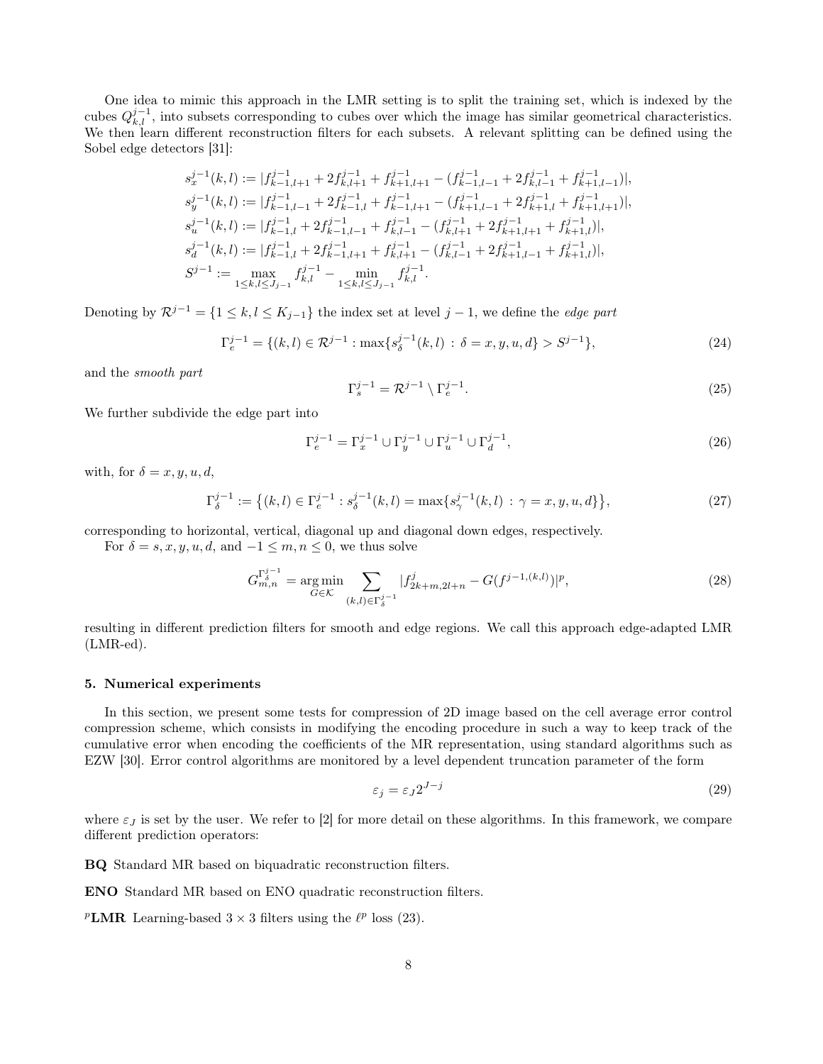One idea to mimic this approach in the LMR setting is to split the training set, which is indexed by the cubes $Q_{k,l}^{j-1}$, into subsets corresponding to cubes over which the image has similar geometrical characteristics. We then learn different reconstruction filters for each subsets. A relevant splitting can be defined using the Sobel edge detectors [31]:

$$
\begin{aligned}
s_x^{j-1}(k,l) &:= |f_{k-1,l+1}^{j-1} + 2f_{k,l+1}^{j-1} + f_{k+1,l+1}^{j-1} - (f_{k-1,l-1}^{j-1} + 2f_{k,l-1}^{j-1} + f_{k+1,l-1}^{j-1})|,\\
s_y^{j-1}(k,l) &:= |f_{k-1,l-1}^{j-1} + 2f_{k-1,l}^{j-1} + f_{k-1,l+1}^{j-1} - (f_{k+1,l-1}^{j-1} + 2f_{k+1,l}^{j-1} + f_{k+1,l+1}^{j-1})|,\\
s_u^{j-1}(k,l) &:= |f_{k-1,l}^{j-1} + 2f_{k-1,l-1}^{j-1} + f_{k,l-1}^{j-1} - (f_{k,l+1}^{j-1} + 2f_{k+1,l+1}^{j-1} + f_{k+1,l}^{j-1})|,\\
s_d^{j-1}(k,l) &:= |f_{k-1,l}^{j-1} + 2f_{k-1,l+1}^{j-1} + f_{k,l+1}^{j-1} - (f_{k,l-1}^{j-1} + 2f_{k+1,l-1}^{j-1} + f_{k+1,l}^{j-1})|,\\
S^{j-1} &:= \max_{1\le k,l\le J_{j-1}} f_{k,l}^{j-1} - \min_{1\le k,l\le J_{j-1}} f_{k,l}^{j-1}.
\end{aligned}
$$

Denoting by $\mathcal{R}^{j-1} = \{1 \le k,l \le K_{j-1}\}$ the index set at level $j-1$, we define the *edge part*

$$
\Gamma_e^{j-1} = \{(k,l) \in \mathcal{R}^{j-1} : \max\{s_\delta^{j-1}(k,l) \,:\, \delta = x,y,u,d\} > S^{j-1}\}, \tag{24}
$$

and the *smooth part*

$$
\Gamma_s^{j-1} = \mathcal{R}^{j-1} \setminus \Gamma_e^{j-1}. \tag{25}
$$

We further subdivide the edge part into

$$
\Gamma_e^{j-1} = \Gamma_x^{j-1} \cup \Gamma_y^{j-1} \cup \Gamma_u^{j-1} \cup \Gamma_d^{j-1}, \tag{26}
$$

with, for $\delta = x,y,u,d$,

$$
\Gamma_\delta^{j-1} := \big\{(k,l) \in \Gamma_e^{j-1} : s_\delta^{j-1}(k,l) = \max\{s_\gamma^{j-1}(k,l) \,:\, \gamma = x,y,u,d\}\big\}, \tag{27}
$$

corresponding to horizontal, vertical, diagonal up and diagonal down edges, respectively.

For $\delta = s,x,y,u,d$, and $-1 \le m,n \le 0$, we thus solve

$$
G_{m,n}^{\Gamma_\delta^{j-1}} = \operatorname*{arg\,min}_{G\in\mathcal{K}} \sum_{(k,l)\in\Gamma_\delta^{j-1}} |f_{2k+m,2l+n}^{j} - G(f^{j-1,(k,l)})|^p, \tag{28}
$$

resulting in different prediction filters for smooth and edge regions. We call this approach edge-adapted LMR (LMR-ed).

## 5. Numerical experiments

In this section, we present some tests for compression of 2D image based on the cell average error control compression scheme, which consists in modifying the encoding procedure in such a way to keep track of the cumulative error when encoding the coefficients of the MR representation, using standard algorithms such as EZW [30]. Error control algorithms are monitored by a level dependent truncation parameter of the form

$$
\varepsilon_j = \varepsilon_J 2^{J-j} \tag{29}
$$

where $\varepsilon_J$ is set by the user. We refer to [2] for more detail on these algorithms. In this framework, we compare different prediction operators:

**BQ** Standard MR based on biquadratic reconstruction filters.

**ENO** Standard MR based on ENO quadratic reconstruction filters.

**$^p$LMR** Learning-based $3 \times 3$ filters using the $\ell^p$ loss (23).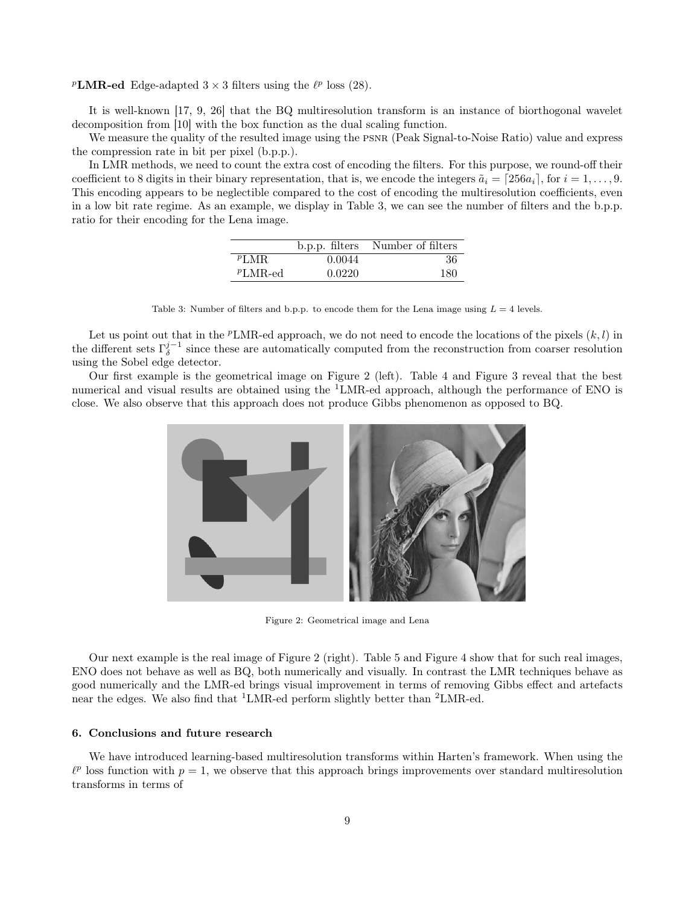$^p$**LMR-ed** Edge-adapted $3 \times 3$ filters using the $\ell^p$ loss (28).

It is well-known [17, 9, 26] that the BQ multiresolution transform is an instance of biorthogonal wavelet decomposition from [10] with the box function as the dual scaling function.

We measure the quality of the resulted image using the PSNR (Peak Signal-to-Noise Ratio) value and express the compression rate in bit per pixel (b.p.p.).

In LMR methods, we need to count the extra cost of encoding the filters. For this purpose, we round-off their coefficient to 8 digits in their binary representation, that is, we encode the integers $\tilde{a}_i = \lceil 256 a_i \rceil$, for $i = 1, \dots, 9$. This encoding appears to be neglectible compared to the cost of encoding the multiresolution coefficients, even in a low bit rate regime. As an example, we display in Table 3, we can see the number of filters and the b.p.p. ratio for their encoding for the Lena image.

| | b.p.p. filters | Number of filters |
|---|---|---|
| $^p$LMR | 0.0044 | 36 |
| $^p$LMR-ed | 0.0220 | 180 |

Table 3: Number of filters and b.p.p. to encode them for the Lena image using $L = 4$ levels.

Let us point out that in the $^p$LMR-ed approach, we do not need to encode the locations of the pixels $(k, l)$ in the different sets $\Gamma_\delta^{j-1}$ since these are automatically computed from the reconstruction from coarser resolution using the Sobel edge detector.

Our first example is the geometrical image on Figure 2 (left). Table 4 and Figure 3 reveal that the best numerical and visual results are obtained using the $^1$LMR-ed approach, although the performance of ENO is close. We also observe that this approach does not produce Gibbs phenomenon as opposed to BQ.

Figure 2: Geometrical image and Lena

Our next example is the real image of Figure 2 (right). Table 5 and Figure 4 show that for such real images, ENO does not behave as well as BQ, both numerically and visually. In contrast the LMR techniques behave as good numerically and the LMR-ed brings visual improvement in terms of removing Gibbs effect and artefacts near the edges. We also find that $^1$LMR-ed perform slightly better than $^2$LMR-ed.

## 6. Conclusions and future research

We have introduced learning-based multiresolution transforms within Harten's framework. When using the $\ell^p$ loss function with $p = 1$, we observe that this approach brings improvements over standard multiresolution transforms in terms of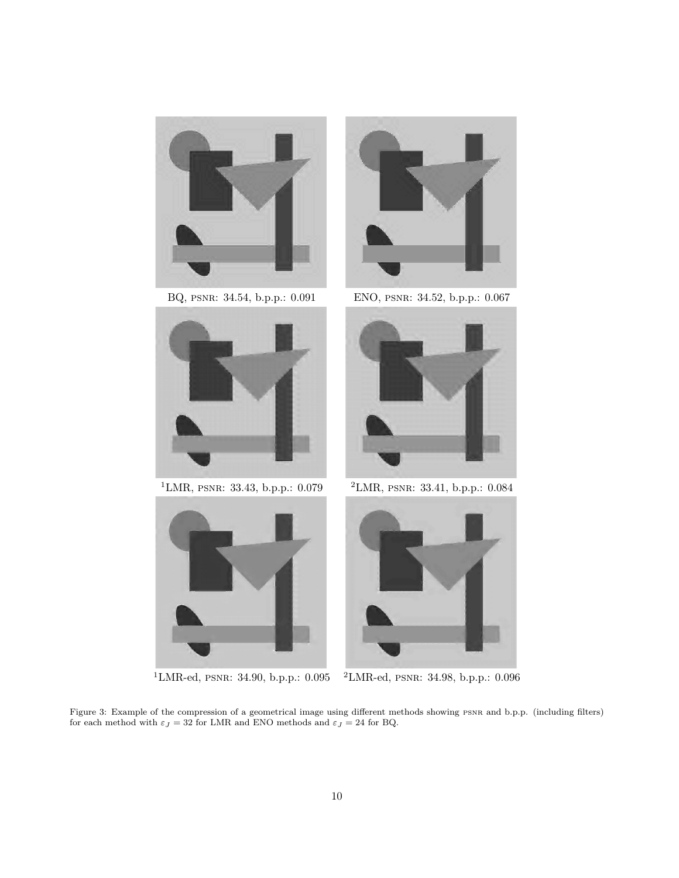BQ, PSNR: 34.54, b.p.p.: 0.091

ENO, PSNR: 34.52, b.p.p.: 0.067

[1]LMR, PSNR: 33.43, b.p.p.: 0.079

[2]LMR, PSNR: 33.41, b.p.p.: 0.084

[1]LMR-ed, PSNR: 34.90, b.p.p.: 0.095

[2]LMR-ed, PSNR: 34.98, b.p.p.: 0.096

Figure 3: Example of the compression of a geometrical image using different methods showing PSNR and b.p.p. (including filters) for each method with $\varepsilon_J = 32$ for LMR and ENO methods and $\varepsilon_J = 24$ for BQ.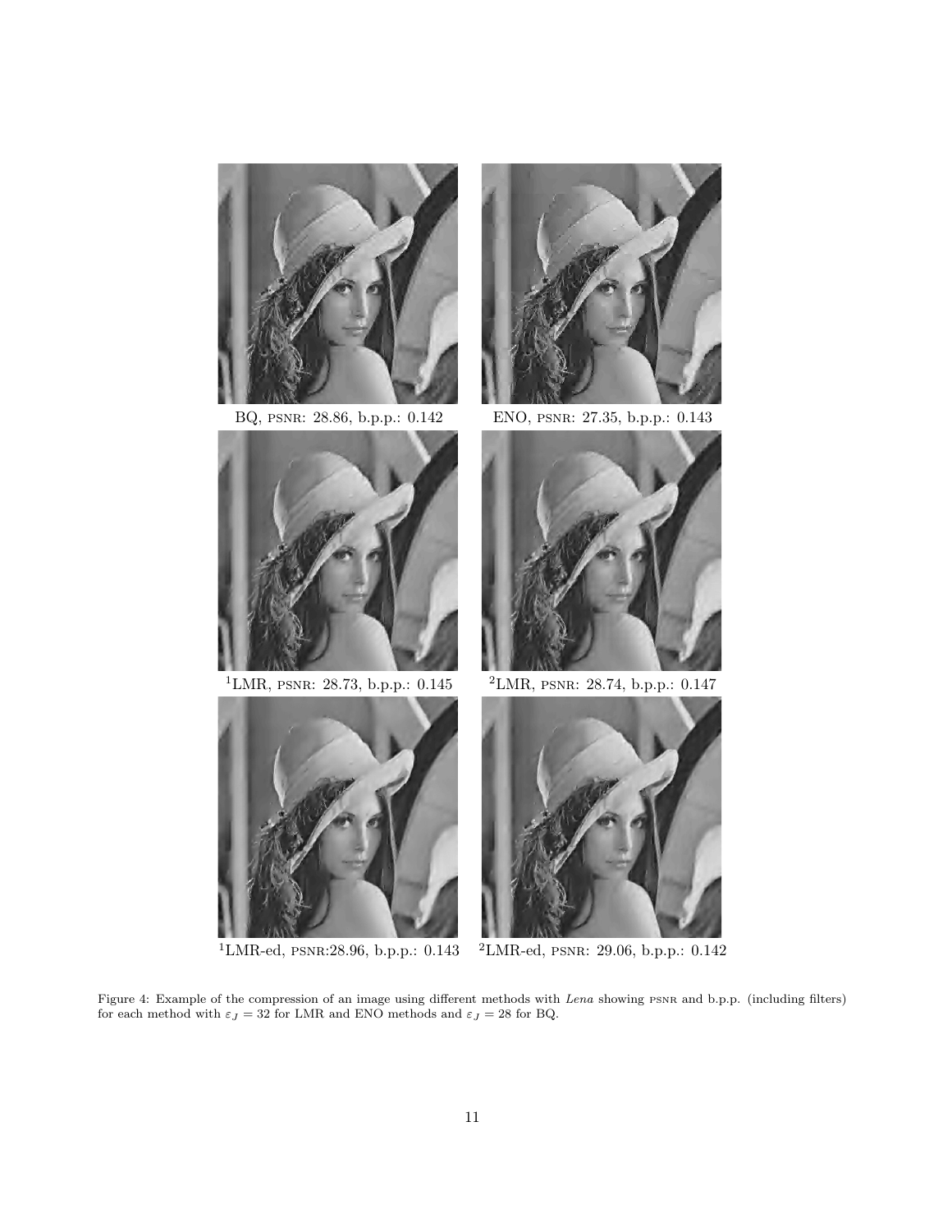BQ, PSNR: 28.86, b.p.p.: 0.142

ENO, PSNR: 27.35, b.p.p.: 0.143

[1]LMR, PSNR: 28.73, b.p.p.: 0.145

[2]LMR, PSNR: 28.74, b.p.p.: 0.147

[1]LMR-ed, PSNR:28.96, b.p.p.: 0.143

[2]LMR-ed, PSNR: 29.06, b.p.p.: 0.142

Figure 4: Example of the compression of an image using different methods with *Lena* showing PSNR and b.p.p. (including filters) for each method with $\varepsilon_J = 32$ for LMR and ENO methods and $\varepsilon_J = 28$ for BQ.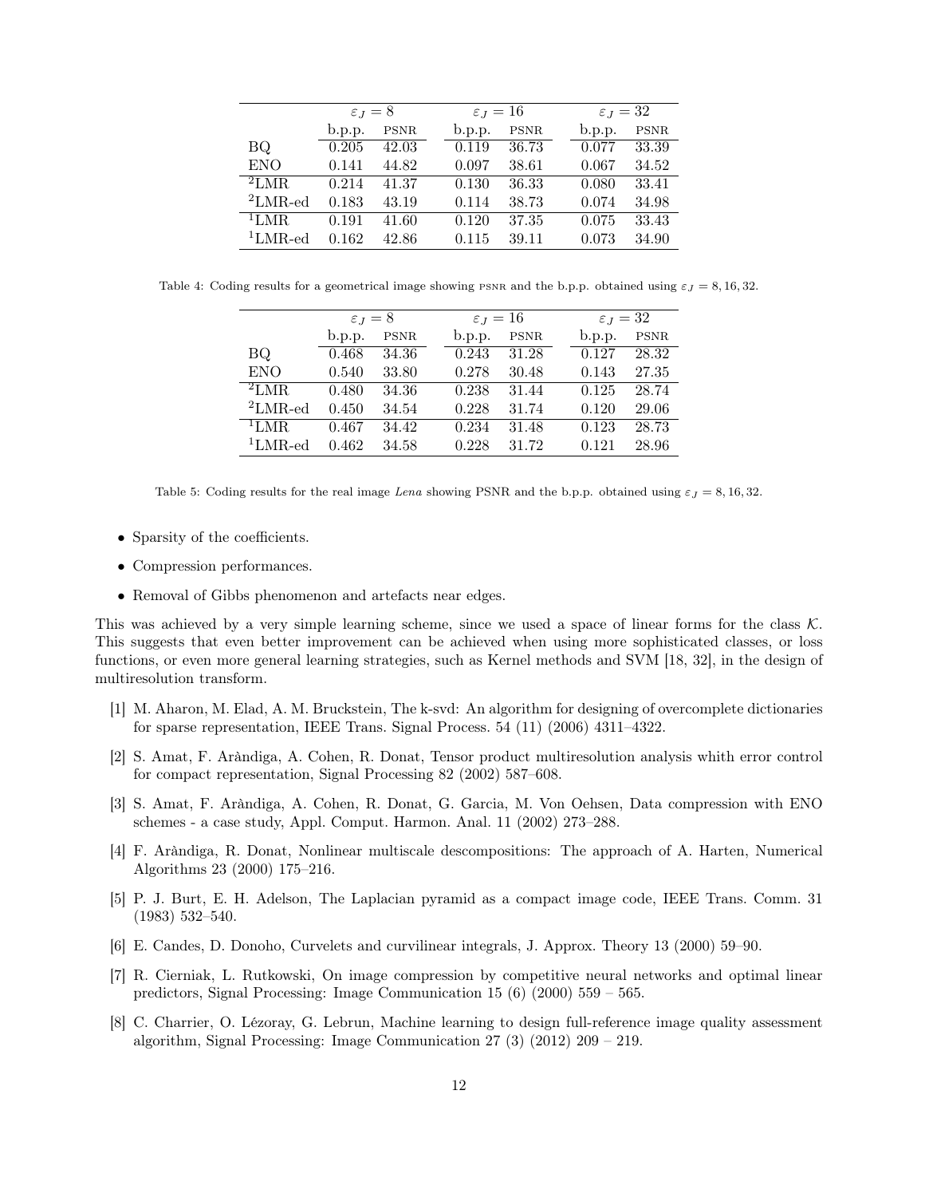|  | $\varepsilon_J = 8$ |  | $\varepsilon_J = 16$ |  | $\varepsilon_J = 32$ |  |
|---|---|---|---|---|---|---|
|  | b.p.p. | PSNR | b.p.p. | PSNR | b.p.p. | PSNR |
| BQ | 0.205 | 42.03 | 0.119 | 36.73 | 0.077 | 33.39 |
| ENO | 0.141 | 44.82 | 0.097 | 38.61 | 0.067 | 34.52 |
| $^2$LMR | 0.214 | 41.37 | 0.130 | 36.33 | 0.080 | 33.41 |
| $^2$LMR-ed | 0.183 | 43.19 | 0.114 | 38.73 | 0.074 | 34.98 |
| $^1$LMR | 0.191 | 41.60 | 0.120 | 37.35 | 0.075 | 33.43 |
| $^1$LMR-ed | 0.162 | 42.86 | 0.115 | 39.11 | 0.073 | 34.90 |

Table 4: Coding results for a geometrical image showing PSNR and the b.p.p. obtained using $\varepsilon_J = 8, 16, 32$.

|  | $\varepsilon_J = 8$ |  | $\varepsilon_J = 16$ |  | $\varepsilon_J = 32$ |  |
|---|---|---|---|---|---|---|
|  | b.p.p. | PSNR | b.p.p. | PSNR | b.p.p. | PSNR |
| BQ | 0.468 | 34.36 | 0.243 | 31.28 | 0.127 | 28.32 |
| ENO | 0.540 | 33.80 | 0.278 | 30.48 | 0.143 | 27.35 |
| $^2$LMR | 0.480 | 34.36 | 0.238 | 31.44 | 0.125 | 28.74 |
| $^2$LMR-ed | 0.450 | 34.54 | 0.228 | 31.74 | 0.120 | 29.06 |
| $^1$LMR | 0.467 | 34.42 | 0.234 | 31.48 | 0.123 | 28.73 |
| $^1$LMR-ed | 0.462 | 34.58 | 0.228 | 31.72 | 0.121 | 28.96 |

Table 5: Coding results for the real image *Lena* showing PSNR and the b.p.p. obtained using $\varepsilon_J = 8, 16, 32$.

- Sparsity of the coefficients.
- Compression performances.
- Removal of Gibbs phenomenon and artefacts near edges.

This was achieved by a very simple learning scheme, since we used a space of linear forms for the class $\mathcal{K}$. This suggests that even better improvement can be achieved when using more sophisticated classes, or loss functions, or even more general learning strategies, such as Kernel methods and SVM [18, 32], in the design of multiresolution transform.

[1] M. Aharon, M. Elad, A. M. Bruckstein, The k-svd: An algorithm for designing of overcomplete dictionaries for sparse representation, IEEE Trans. Signal Process. 54 (11) (2006) 4311–4322.

[2] S. Amat, F. Aràndiga, A. Cohen, R. Donat, Tensor product multiresolution analysis whith error control for compact representation, Signal Processing 82 (2002) 587–608.

[3] S. Amat, F. Aràndiga, A. Cohen, R. Donat, G. Garcia, M. Von Oehsen, Data compression with ENO schemes - a case study, Appl. Comput. Harmon. Anal. 11 (2002) 273–288.

[4] F. Aràndiga, R. Donat, Nonlinear multiscale descompositions: The approach of A. Harten, Numerical Algorithms 23 (2000) 175–216.

[5] P. J. Burt, E. H. Adelson, The Laplacian pyramid as a compact image code, IEEE Trans. Comm. 31 (1983) 532–540.

[6] E. Candes, D. Donoho, Curvelets and curvilinear integrals, J. Approx. Theory 13 (2000) 59–90.

[7] R. Cierniak, L. Rutkowski, On image compression by competitive neural networks and optimal linear predictors, Signal Processing: Image Communication 15 (6) (2000) 559 – 565.

[8] C. Charrier, O. Lézoray, G. Lebrun, Machine learning to design full-reference image quality assessment algorithm, Signal Processing: Image Communication 27 (3) (2012) 209 – 219.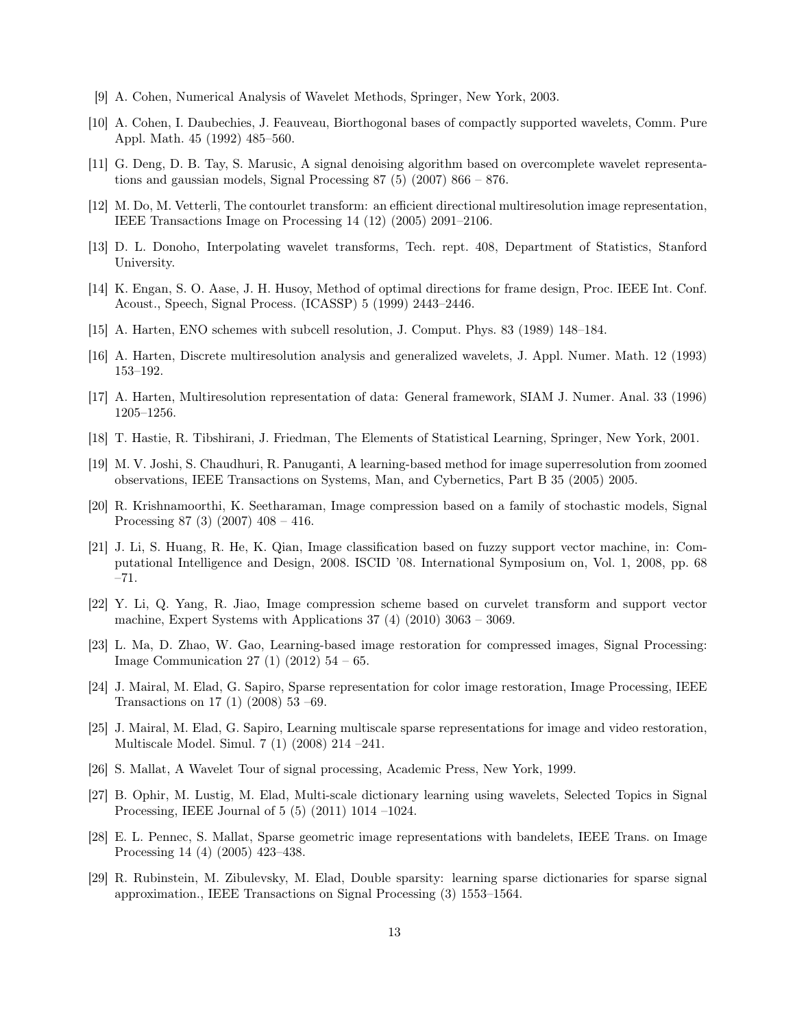[9] A. Cohen, Numerical Analysis of Wavelet Methods, Springer, New York, 2003.

[10] A. Cohen, I. Daubechies, J. Feauveau, Biorthogonal bases of compactly supported wavelets, Comm. Pure Appl. Math. 45 (1992) 485–560.

[11] G. Deng, D. B. Tay, S. Marusic, A signal denoising algorithm based on overcomplete wavelet representations and gaussian models, Signal Processing 87 (5) (2007) 866 – 876.

[12] M. Do, M. Vetterli, The contourlet transform: an efficient directional multiresolution image representation, IEEE Transactions Image on Processing 14 (12) (2005) 2091–2106.

[13] D. L. Donoho, Interpolating wavelet transforms, Tech. rept. 408, Department of Statistics, Stanford University.

[14] K. Engan, S. O. Aase, J. H. Husoy, Method of optimal directions for frame design, Proc. IEEE Int. Conf. Acoust., Speech, Signal Process. (ICASSP) 5 (1999) 2443–2446.

[15] A. Harten, ENO schemes with subcell resolution, J. Comput. Phys. 83 (1989) 148–184.

[16] A. Harten, Discrete multiresolution analysis and generalized wavelets, J. Appl. Numer. Math. 12 (1993) 153–192.

[17] A. Harten, Multiresolution representation of data: General framework, SIAM J. Numer. Anal. 33 (1996) 1205–1256.

[18] T. Hastie, R. Tibshirani, J. Friedman, The Elements of Statistical Learning, Springer, New York, 2001.

[19] M. V. Joshi, S. Chaudhuri, R. Panuganti, A learning-based method for image superresolution from zoomed observations, IEEE Transactions on Systems, Man, and Cybernetics, Part B 35 (2005) 2005.

[20] R. Krishnamoorthi, K. Seetharaman, Image compression based on a family of stochastic models, Signal Processing 87 (3) (2007) 408 – 416.

[21] J. Li, S. Huang, R. He, K. Qian, Image classification based on fuzzy support vector machine, in: Computational Intelligence and Design, 2008. ISCID '08. International Symposium on, Vol. 1, 2008, pp. 68 –71.

[22] Y. Li, Q. Yang, R. Jiao, Image compression scheme based on curvelet transform and support vector machine, Expert Systems with Applications 37 (4) (2010) 3063 – 3069.

[23] L. Ma, D. Zhao, W. Gao, Learning-based image restoration for compressed images, Signal Processing: Image Communication 27 (1) (2012) 54 – 65.

[24] J. Mairal, M. Elad, G. Sapiro, Sparse representation for color image restoration, Image Processing, IEEE Transactions on 17 (1) (2008) 53 –69.

[25] J. Mairal, M. Elad, G. Sapiro, Learning multiscale sparse representations for image and video restoration, Multiscale Model. Simul. 7 (1) (2008) 214 –241.

[26] S. Mallat, A Wavelet Tour of signal processing, Academic Press, New York, 1999.

[27] B. Ophir, M. Lustig, M. Elad, Multi-scale dictionary learning using wavelets, Selected Topics in Signal Processing, IEEE Journal of 5 (5) (2011) 1014 –1024.

[28] E. L. Pennec, S. Mallat, Sparse geometric image representations with bandelets, IEEE Trans. on Image Processing 14 (4) (2005) 423–438.

[29] R. Rubinstein, M. Zibulevsky, M. Elad, Double sparsity: learning sparse dictionaries for sparse signal approximation., IEEE Transactions on Signal Processing (3) 1553–1564.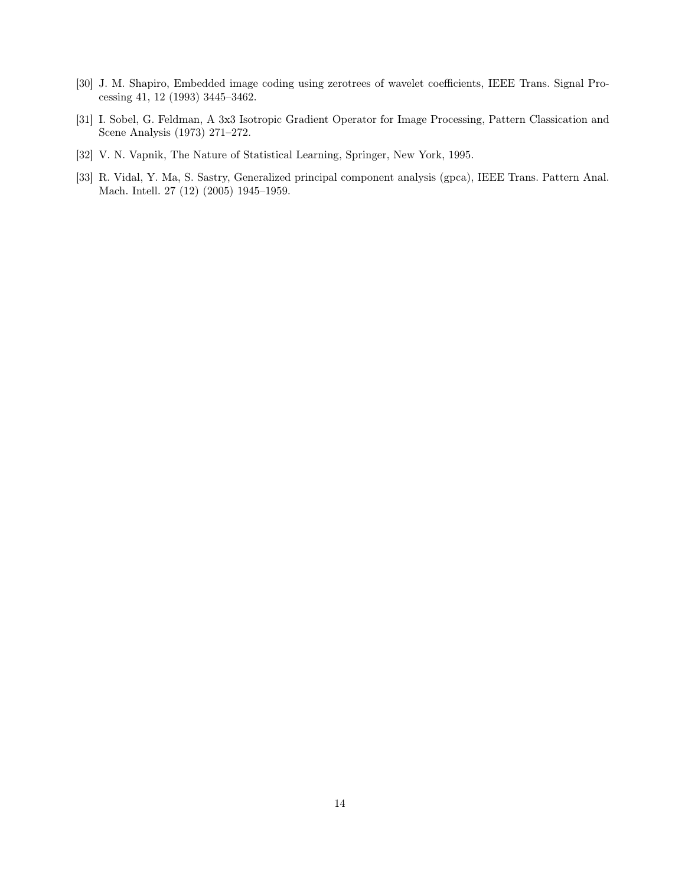[30] J. M. Shapiro, Embedded image coding using zerotrees of wavelet coefficients, IEEE Trans. Signal Processing 41, 12 (1993) 3445–3462.

[31] I. Sobel, G. Feldman, A 3x3 Isotropic Gradient Operator for Image Processing, Pattern Classication and Scene Analysis (1973) 271–272.

[32] V. N. Vapnik, The Nature of Statistical Learning, Springer, New York, 1995.

[33] R. Vidal, Y. Ma, S. Sastry, Generalized principal component analysis (gpca), IEEE Trans. Pattern Anal. Mach. Intell. 27 (12) (2005) 1945–1959.